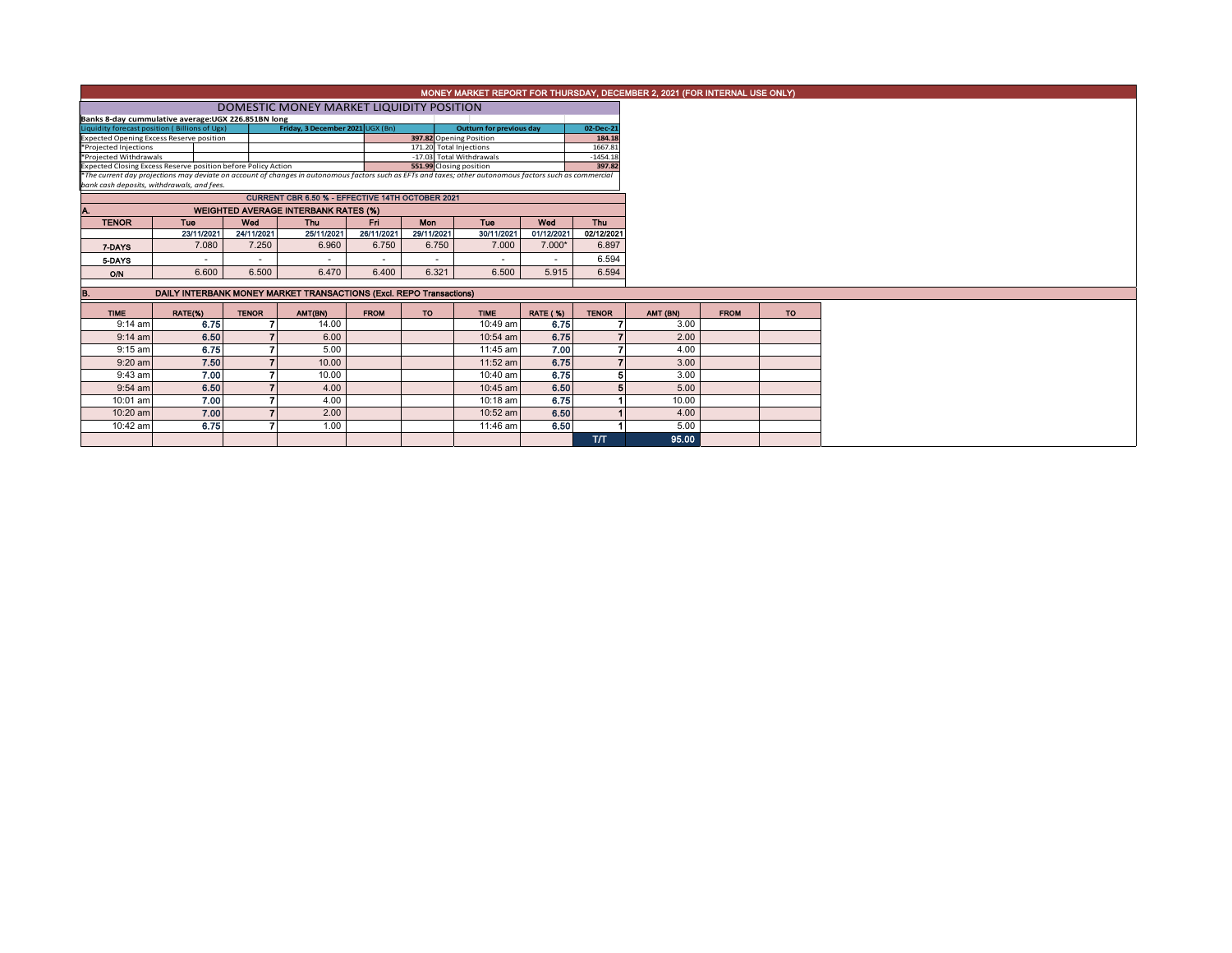# MONEY MARKET REPORT FOR THURSDAY, DECEMBER 2, 2021 (FOR INTERNAL USE ONLY)

## DOMESTIC MONEY MARKET LIQUIDITY POSITION

**Banks 8-day cummulative average:UGX 226.851BN long**

| Liquidity forecast position ( Billions of Ugx) | Friday, 3 December 2021 UGX (Bn) | Outturn for previous day | 02-Dec-21 |
|---|---|---|---|
| Expected Opening Excess Reserve position | 397.82 | Opening Position | 184.18 |
| *Projected Injections | 171.20 | Total Injections | 1667.81 |
| *Projected Withdrawals | -17.03 | Total Withdrawals | -1454.18 |
| Expected Closing Excess Reserve position before Policy Action | 551.99 | Closing position | 397.82 |

*The current day projections may deviate on account of changes in autonomous factors such as EFTs and taxes; other autonomous factors such as commercial bank cash deposits, withdrawals, and fees.*

**CURRENT CBR 6.50 % - EFFECTIVE 14TH OCTOBER 2021**

### A. WEIGHTED AVERAGE INTERBANK RATES (%)

| TENOR | Tue | Wed | Thu | Fri | Mon | Tue | Wed | Thu |
|---|---|---|---|---|---|---|---|---|
| | 23/11/2021 | 24/11/2021 | 25/11/2021 | 26/11/2021 | 29/11/2021 | 30/11/2021 | 01/12/2021 | 02/12/2021 |
| 7-DAYS | 7.080 | 7.250 | 6.960 | 6.750 | 6.750 | 7.000 | 7.000* | 6.897 |
| 5-DAYS | - | - | - | - | - | - | - | 6.594 |
| O/N | 6.600 | 6.500 | 6.470 | 6.400 | 6.321 | 6.500 | 5.915 | 6.594 |

### B. DAILY INTERBANK MONEY MARKET TRANSACTIONS (Excl. REPO Transactions)

| TIME | RATE(%) | TENOR | AMT(BN) | FROM | TO | TIME | RATE (%) | TENOR | AMT (BN) | FROM | TO |
|---|---|---|---|---|---|---|---|---|---|---|---|
| 9:14 am | 6.75 | 7 | 14.00 | | | 10:49 am | 6.75 | 7 | 3.00 | | |
| 9:14 am | 6.50 | 7 | 6.00 | | | 10:54 am | 6.75 | 7 | 2.00 | | |
| 9:15 am | 6.75 | 7 | 5.00 | | | 11:45 am | 7.00 | 7 | 4.00 | | |
| 9:20 am | 7.50 | 7 | 10.00 | | | 11:52 am | 6.75 | 7 | 3.00 | | |
| 9:43 am | 7.00 | 7 | 10.00 | | | 10:40 am | 6.75 | 5 | 3.00 | | |
| 9:54 am | 6.50 | 7 | 4.00 | | | 10:45 am | 6.50 | 5 | 5.00 | | |
| 10:01 am | 7.00 | 7 | 4.00 | | | 10:18 am | 6.75 | 1 | 10.00 | | |
| 10:20 am | 7.00 | 7 | 2.00 | | | 10:52 am | 6.50 | 1 | 4.00 | | |
| 10:42 am | 6.75 | 7 | 1.00 | | | 11:46 am | 6.50 | 1 | 5.00 | | |
| | | | | | | | | T/T | 95.00 | | |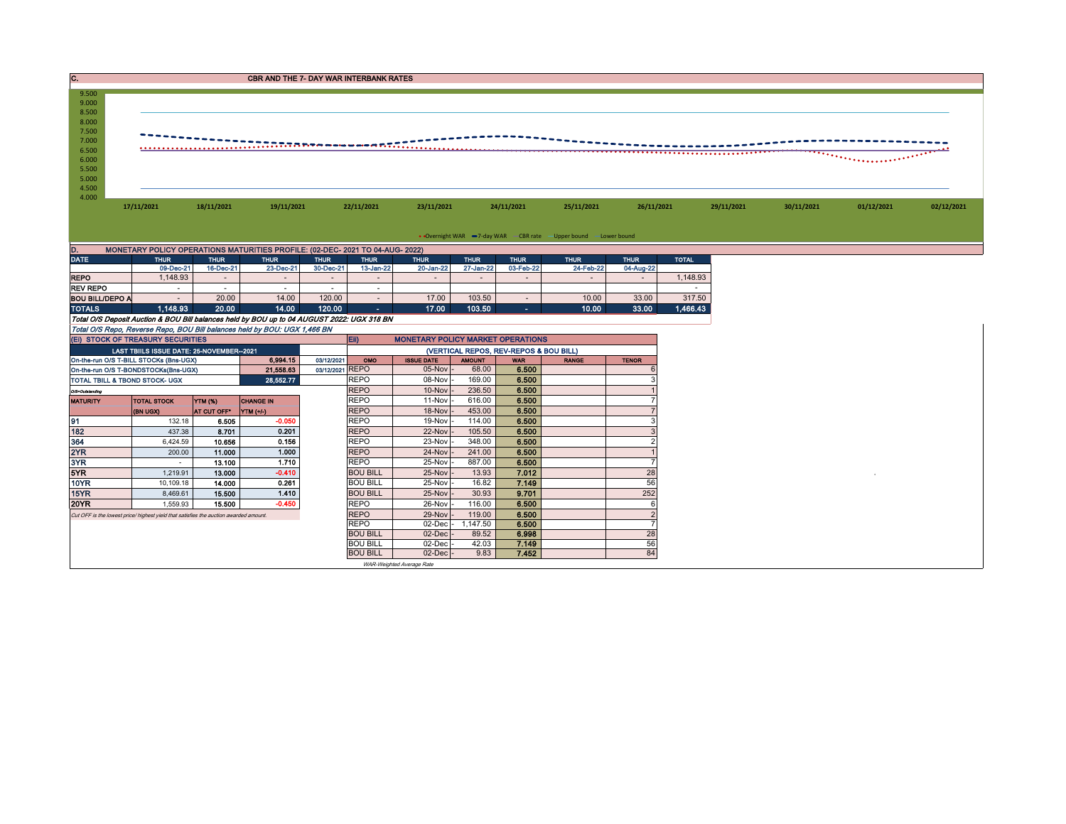## C. CBR AND THE 7- DAY WAR INTERBANK RATES

9.500
9.000
8.500
8.000
7.500
7.000
6.500
6.000
5.500
5.000
4.500
4.000

17/11/2021 18/11/2021 19/11/2021 22/11/2021 23/11/2021 24/11/2021 25/11/2021 26/11/2021 29/11/2021 30/11/2021 01/12/2021 02/12/2021

Overnight WAR | 7-day WAR | CBR rate | Upper bound | Lower bound

## D. MONETARY POLICY OPERATIONS MATURITIES PROFILE: (02-DEC- 2021 TO 04-AUG- 2022)

| DATE | THUR | THUR | THUR | THUR | THUR | THUR | THUR | THUR | THUR | THUR | TOTAL |
|---|---|---|---|---|---|---|---|---|---|---|---|
| | 09-Dec-21 | 16-Dec-21 | 23-Dec-21 | 30-Dec-21 | 13-Jan-22 | 20-Jan-22 | 27-Jan-22 | 03-Feb-22 | 24-Feb-22 | 04-Aug-22 | |
| REPO | 1,148.93 | - | - | - | - | - | - | - | - | - | 1,148.93 |
| REV REPO | - | - | - | - | - | | | | | | - |
| BOU BILL/DEPO A | - | 20.00 | 14.00 | 120.00 | - | 17.00 | 103.50 | - | 10.00 | 33.00 | 317.50 |
| TOTALS | 1,148.93 | 20.00 | 14.00 | 120.00 | - | 17.00 | 103.50 | - | 10.00 | 33.00 | 1,466.43 |

*Total O/S Deposit Auction & BOU Bill balances held by BOU up to 04 AUGUST 2022: UGX 318 BN*

*Total O/S Repo, Reverse Repo, BOU Bill balances held by BOU: UGX 1,466 BN*

### (Ei) STOCK OF TREASURY SECURITIES

| LAST TBIILS ISSUE DATE: 25-NOVEMBER--2021 | | | |
|---|---|---|---|
| On-the-run O/S T-BILL STOCKs (Bns-UGX) | | 6,994.15 | 03/12/2021 |
| On-the-run O/S T-BONDSTOCKs(Bns-UGX) | | 21,558.63 | 03/12/2021 |
| TOTAL TBILL & TBOND STOCK- UGX | | 28,552.77 | |

O/S=Outstanding

| MATURITY | TOTAL STOCK (BN UGX) | YTM (%) AT CUT OFF* | CHANGE IN YTM (+/-) |
|---|---|---|---|
| 91 | 132.18 | 6.505 | -0.050 |
| 182 | 437.38 | 8.701 | 0.201 |
| 364 | 6,424.59 | 10.656 | 0.156 |
| 2YR | 200.00 | 11.000 | 1.000 |
| 3YR | - | 13.100 | 1.710 |
| 5YR | 1,219.91 | 13.000 | -0.410 |
| 10YR | 10,109.18 | 14.000 | 0.261 |
| 15YR | 8,469.61 | 15.500 | 1.410 |
| 20YR | 1,559.93 | 15.500 | -0.450 |

*Cut OFF is the lowest price/ highest yield that satisfies the auction awarded amount.*

### Eii) MONETARY POLICY MARKET OPERATIONS

(VERTICAL REPOS, REV-REPOS & BOU BILL)

| OMO | ISSUE DATE | AMOUNT | WAR | RANGE | TENOR |
|---|---|---|---|---|---|
| REPO | 05-Nov - | 68.00 | 6.500 | | 6 |
| REPO | 08-Nov - | 169.00 | 6.500 | | 3 |
| REPO | 10-Nov - | 236.50 | 6.500 | | 1 |
| REPO | 11-Nov - | 616.00 | 6.500 | | 7 |
| REPO | 18-Nov - | 453.00 | 6.500 | | 7 |
| REPO | 19-Nov - | 114.00 | 6.500 | | 3 |
| REPO | 22-Nov - | 105.50 | 6.500 | | 3 |
| REPO | 23-Nov - | 348.00 | 6.500 | | 2 |
| REPO | 24-Nov - | 241.00 | 6.500 | | 1 |
| REPO | 25-Nov - | 887.00 | 6.500 | | 7 |
| BOU BILL | 25-Nov - | 13.93 | 7.012 | | 28 |
| BOU BILL | 25-Nov - | 16.82 | 7.149 | | 56 |
| BOU BILL | 25-Nov - | 30.93 | 9.701 | | 252 |
| REPO | 26-Nov - | 116.00 | 6.500 | | 6 |
| REPO | 29-Nov - | 119.00 | 6.500 | | 2 |
| REPO | 02-Dec - | 1,147.50 | 6.500 | | 7 |
| BOU BILL | 02-Dec - | 89.52 | 6.998 | | 28 |
| BOU BILL | 02-Dec - | 42.03 | 7.149 | | 56 |
| BOU BILL | 02-Dec - | 9.83 | 7.452 | | 84 |

*WAR-Weighted Average Rate*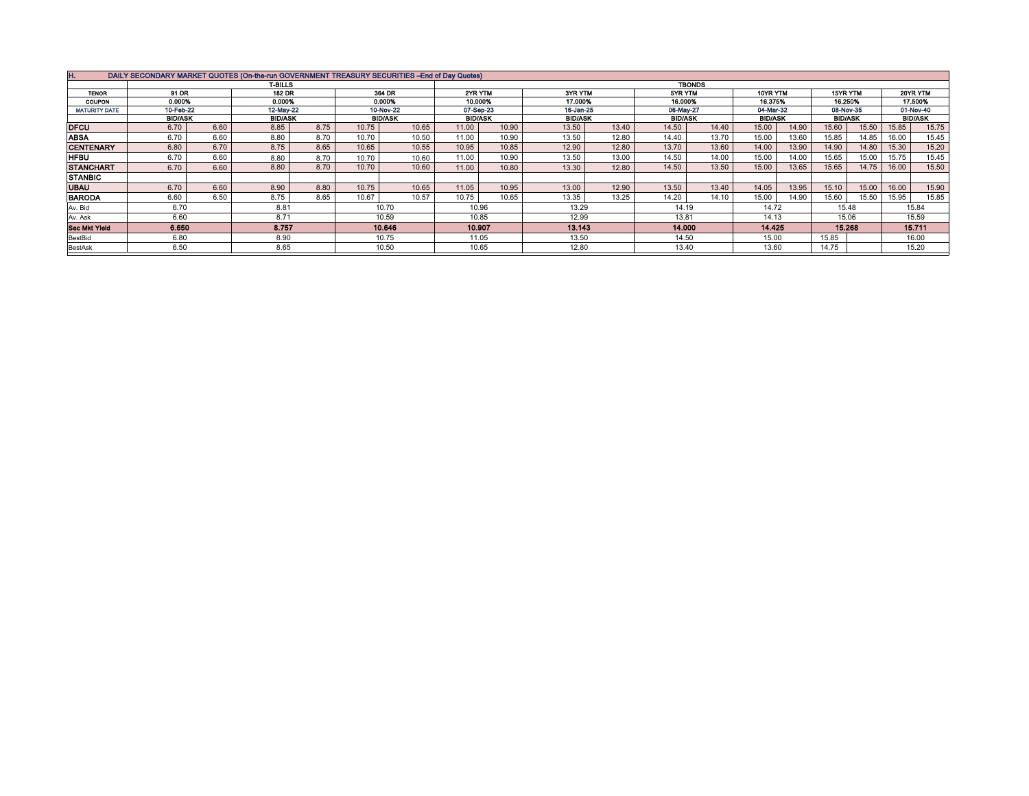**H. DAILY SECONDARY MARKET QUOTES (On-the-run GOVERNMENT TREASURY SECURITIES –End of Day Quotes)**

| | T-BILLS | | | | | | TBONDS | | | | | | | | | | | | | | | |
|---|---|---|---|---|---|---|---|---|---|---|---|---|---|---|---|---|---|---|---|---|---|---|
| **TENOR** | 91 DR | | 182 DR | | 364 DR | | 2YR YTM | | 3YR YTM | | 5YR YTM | | 10YR YTM | | 15YR YTM | | 20YR YTM | |
| **COUPON** | 0.000% | | 0.000% | | 0.000% | | 10.000% | | 17.000% | | 16.000% | | 16.375% | | 16.250% | | 17.500% | |
| **MATURITY DATE** | 10-Feb-22 | | 12-May-22 | | 10-Nov-22 | | 07-Sep-23 | | 16-Jan-25 | | 06-May-27 | | 04-Mar-32 | | 08-Nov-35 | | 01-Nov-40 | |
| | BID/ASK | | BID/ASK | | BID/ASK | | BID/ASK | | BID/ASK | | BID/ASK | | BID/ASK | | BID/ASK | | BID/ASK | |
| **DFCU** | 6.70 | 6.60 | 8.85 | 8.75 | 10.75 | 10.65 | 11.00 | 10.90 | 13.50 | 13.40 | 14.50 | 14.40 | 15.00 | 14.90 | 15.60 | 15.50 | 15.85 | 15.75 |
| **ABSA** | 6.70 | 6.60 | 8.80 | 8.70 | 10.70 | 10.50 | 11.00 | 10.90 | 13.50 | 12.80 | 14.40 | 13.70 | 15.00 | 13.60 | 15.85 | 14.85 | 16.00 | 15.45 |
| **CENTENARY** | 6.80 | 6.70 | 8.75 | 8.65 | 10.65 | 10.55 | 10.95 | 10.85 | 12.90 | 12.80 | 13.70 | 13.60 | 14.00 | 13.90 | 14.90 | 14.80 | 15.30 | 15.20 |
| **HFBU** | 6.70 | 6.60 | 8.80 | 8.70 | 10.70 | 10.60 | 11.00 | 10.90 | 13.50 | 13.00 | 14.50 | 14.00 | 15.00 | 14.00 | 15.65 | 15.00 | 15.75 | 15.45 |
| **STANCHART** | 6.70 | 6.60 | 8.80 | 8.70 | 10.70 | 10.60 | 11.00 | 10.80 | 13.30 | 12.80 | 14.50 | 13.50 | 15.00 | 13.65 | 15.65 | 14.75 | 16.00 | 15.50 |
| **STANBIC** | | | | | | | | | | | | | | | | | | |
| **UBAU** | 6.70 | 6.60 | 8.90 | 8.80 | 10.75 | 10.65 | 11.05 | 10.95 | 13.00 | 12.90 | 13.50 | 13.40 | 14.05 | 13.95 | 15.10 | 15.00 | 16.00 | 15.90 |
| **BARODA** | 6.60 | 6.50 | 8.75 | 8.65 | 10.67 | 10.57 | 10.75 | 10.65 | 13.35 | 13.25 | 14.20 | 14.10 | 15.00 | 14.90 | 15.60 | 15.50 | 15.95 | 15.85 |
| Av. Bid | 6.70 | | 8.81 | | 10.70 | | 10.96 | | 13.29 | | 14.19 | | 14.72 | | 15.48 | | 15.84 | |
| Av. Ask | 6.60 | | 8.71 | | 10.59 | | 10.85 | | 12.99 | | 13.81 | | 14.13 | | 15.06 | | 15.59 | |
| **Sec Mkt Yield** | **6.650** | | **8.757** | | **10.646** | | **10.907** | | **13.143** | | **14.000** | | **14.425** | | **15.268** | | **15.711** | |
| BestBid | 6.80 | | 8.90 | | 10.75 | | 11.05 | | 13.50 | | 14.50 | | 15.00 | | 15.85 | | 16.00 | |
| BestAsk | 6.50 | | 8.65 | | 10.50 | | 10.65 | | 12.80 | | 13.40 | | 13.60 | | 14.75 | | 15.20 | |